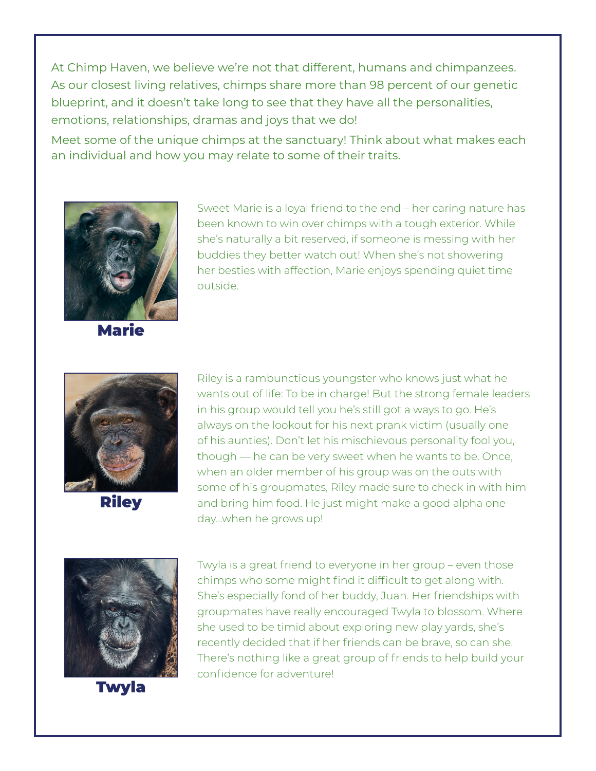At Chimp Haven, we believe we're not that different, humans and chimpanzees. As our closest living relatives, chimps share more than 98 percent of our genetic blueprint, and it doesn't take long to see that they have all the personalities, emotions, relationships, dramas and joys that we do!

Meet some of the unique chimps at the sanctuary! Think about what makes each an individual and how you may relate to some of their traits.

**Marie**

Sweet Marie is a loyal friend to the end – her caring nature has been known to win over chimps with a tough exterior. While she's naturally a bit reserved, if someone is messing with her buddies they better watch out! When she's not showering her besties with affection, Marie enjoys spending quiet time outside.

**Riley**

Riley is a rambunctious youngster who knows just what he wants out of life: To be in charge! But the strong female leaders in his group would tell you he's still got a ways to go. He's always on the lookout for his next prank victim (usually one of his aunties). Don't let his mischievous personality fool you, though — he can be very sweet when he wants to be. Once, when an older member of his group was on the outs with some of his groupmates, Riley made sure to check in with him and bring him food. He just might make a good alpha one day...when he grows up!

**Twyla**

Twyla is a great friend to everyone in her group – even those chimps who some might find it difficult to get along with. She's especially fond of her buddy, Juan. Her friendships with groupmates have really encouraged Twyla to blossom. Where she used to be timid about exploring new play yards, she's recently decided that if her friends can be brave, so can she. There's nothing like a great group of friends to help build your confidence for adventure!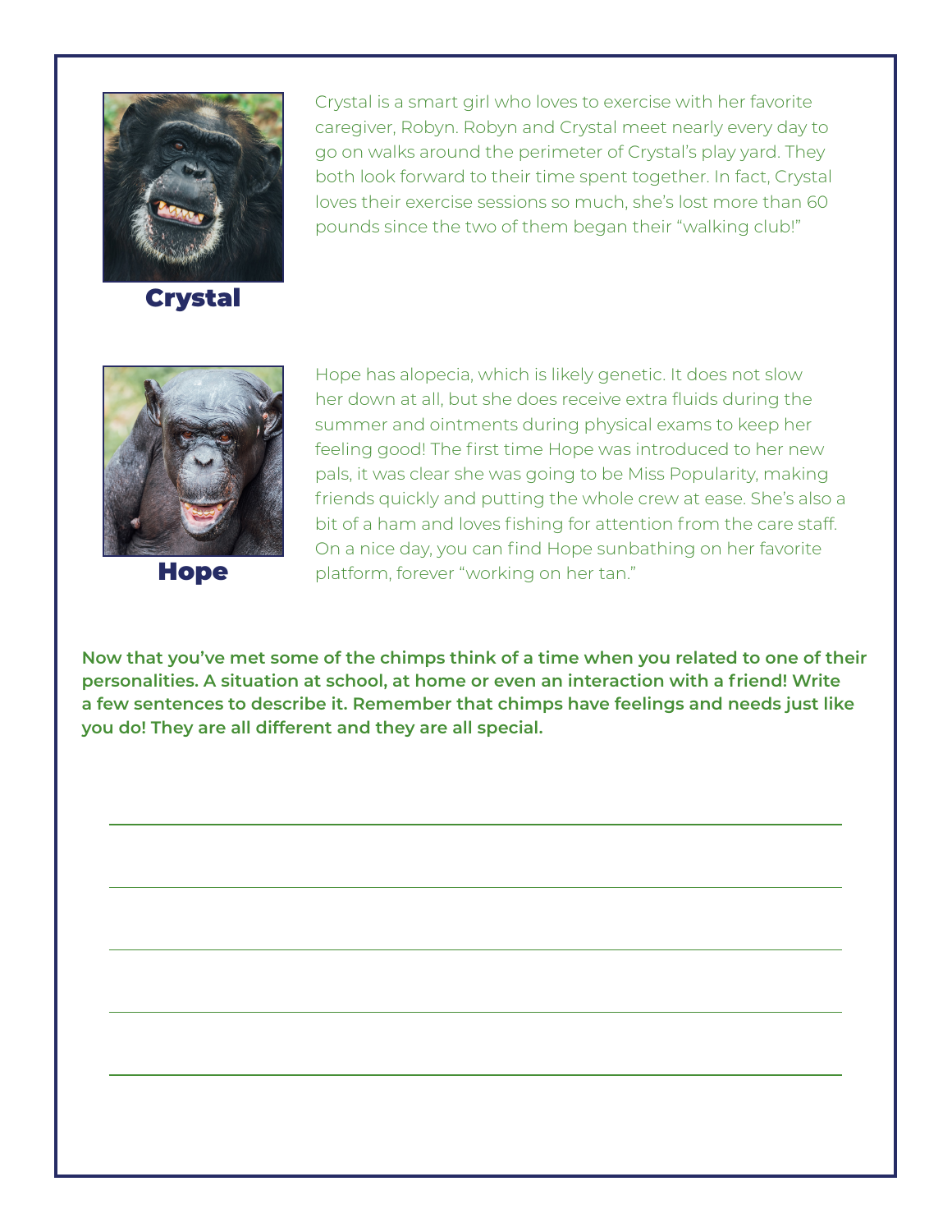**Crystal**

Crystal is a smart girl who loves to exercise with her favorite caregiver, Robyn. Robyn and Crystal meet nearly every day to go on walks around the perimeter of Crystal's play yard. They both look forward to their time spent together. In fact, Crystal loves their exercise sessions so much, she's lost more than 60 pounds since the two of them began their "walking club!"

**Hope**

Hope has alopecia, which is likely genetic. It does not slow her down at all, but she does receive extra fluids during the summer and ointments during physical exams to keep her feeling good! The first time Hope was introduced to her new pals, it was clear she was going to be Miss Popularity, making friends quickly and putting the whole crew at ease. She's also a bit of a ham and loves fishing for attention from the care staff. On a nice day, you can find Hope sunbathing on her favorite platform, forever "working on her tan."

**Now that you've met some of the chimps think of a time when you related to one of their personalities. A situation at school, at home or even an interaction with a friend! Write a few sentences to describe it. Remember that chimps have feelings and needs just like you do! They are all different and they are all special.**

\_\_\_\_\_\_\_\_\_\_\_\_\_\_\_\_\_\_\_\_\_\_\_\_\_\_\_\_\_\_\_\_\_\_\_\_\_\_\_\_\_\_\_\_\_\_\_\_\_\_\_\_\_\_\_\_\_\_

\_\_\_\_\_\_\_\_\_\_\_\_\_\_\_\_\_\_\_\_\_\_\_\_\_\_\_\_\_\_\_\_\_\_\_\_\_\_\_\_\_\_\_\_\_\_\_\_\_\_\_\_\_\_\_\_\_\_

\_\_\_\_\_\_\_\_\_\_\_\_\_\_\_\_\_\_\_\_\_\_\_\_\_\_\_\_\_\_\_\_\_\_\_\_\_\_\_\_\_\_\_\_\_\_\_\_\_\_\_\_\_\_\_\_\_\_

\_\_\_\_\_\_\_\_\_\_\_\_\_\_\_\_\_\_\_\_\_\_\_\_\_\_\_\_\_\_\_\_\_\_\_\_\_\_\_\_\_\_\_\_\_\_\_\_\_\_\_\_\_\_\_\_\_\_

\_\_\_\_\_\_\_\_\_\_\_\_\_\_\_\_\_\_\_\_\_\_\_\_\_\_\_\_\_\_\_\_\_\_\_\_\_\_\_\_\_\_\_\_\_\_\_\_\_\_\_\_\_\_\_\_\_\_